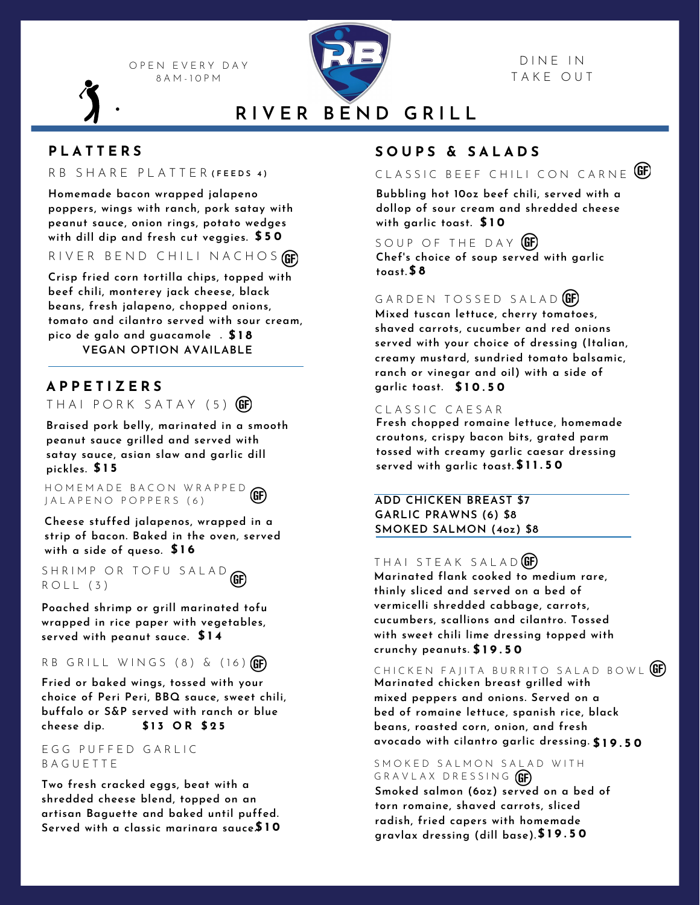OPEN EVERY DAY
8AM-10PM

DINE IN
TAKE OUT

# RIVER BEND GRILL

## PLATTERS

### RB SHARE PLATTER (FEEDS 4)

**Homemade bacon wrapped jalapeno poppers, wings with ranch, pork satay with peanut sauce, onion rings, potato wedges with dill dip and fresh cut veggies. $50**

### RIVER BEND CHILI NACHOS (GF)

**Crisp fried corn tortilla chips, topped with beef chili, monterey jack cheese, black beans, fresh jalapeno, chopped onions, tomato and cilantro served with sour cream, pico de galo and guacamole . $18**

**VEGAN OPTION AVAILABLE**

## APPETIZERS

### THAI PORK SATAY (5) (GF)

**Braised pork belly, marinated in a smooth peanut sauce grilled and served with satay sauce, asian slaw and garlic dill pickles. $15**

### HOMEMADE BACON WRAPPED JALAPENO POPPERS (6) (GF)

**Cheese stuffed jalapenos, wrapped in a strip of bacon. Baked in the oven, served with a side of queso. $16**

### SHRIMP OR TOFU SALAD ROLL (3) (GF)

**Poached shrimp or grill marinated tofu wrapped in rice paper with vegetables, served with peanut sauce. $14**

### RB GRILL WINGS (8) & (16) (GF)

**Fried or baked wings, tossed with your choice of Peri Peri, BBQ sauce, sweet chili, buffalo or S&P served with ranch or blue cheese dip. $13 OR $25**

### EGG PUFFED GARLIC BAGUETTE

**Two fresh cracked eggs, beat with a shredded cheese blend, topped on an artisan Baguette and baked until puffed. Served with a classic marinara sauce. $10**

## SOUPS & SALADS

### CLASSIC BEEF CHILI CON CARNE (GF)

**Bubbling hot 10oz beef chili, served with a dollop of sour cream and shredded cheese with garlic toast. $10**

### SOUP OF THE DAY (GF)

**Chef's choice of soup served with garlic toast. $8**

### GARDEN TOSSED SALAD (GF)

**Mixed tuscan lettuce, cherry tomatoes, shaved carrots, cucumber and red onions served with your choice of dressing (Italian, creamy mustard, sundried tomato balsamic, ranch or vinegar and oil) with a side of garlic toast. $10.50**

### CLASSIC CAESAR

**Fresh chopped romaine lettuce, homemade croutons, crispy bacon bits, grated parm tossed with creamy garlic caesar dressing served with garlic toast. $11.50**

**ADD CHICKEN BREAST $7**
**GARLIC PRAWNS (6) $8**
**SMOKED SALMON (4oz) $8**

### THAI STEAK SALAD (GF)

**Marinated flank cooked to medium rare, thinly sliced and served on a bed of vermicelli shredded cabbage, carrots, cucumbers, scallions and cilantro. Tossed with sweet chili lime dressing topped with crunchy peanuts. $19.50**

### CHICKEN FAJITA BURRITO SALAD BOWL (GF)

**Marinated chicken breast grilled with mixed peppers and onions. Served on a bed of romaine lettuce, spanish rice, black beans, roasted corn, onion, and fresh avocado with cilantro garlic dressing. $19.50**

### SMOKED SALMON SALAD WITH GRAVLAX DRESSING (GF)

**Smoked salmon (6oz) served on a bed of torn romaine, shaved carrots, sliced radish, fried capers with homemade gravlax dressing (dill base). $19.50**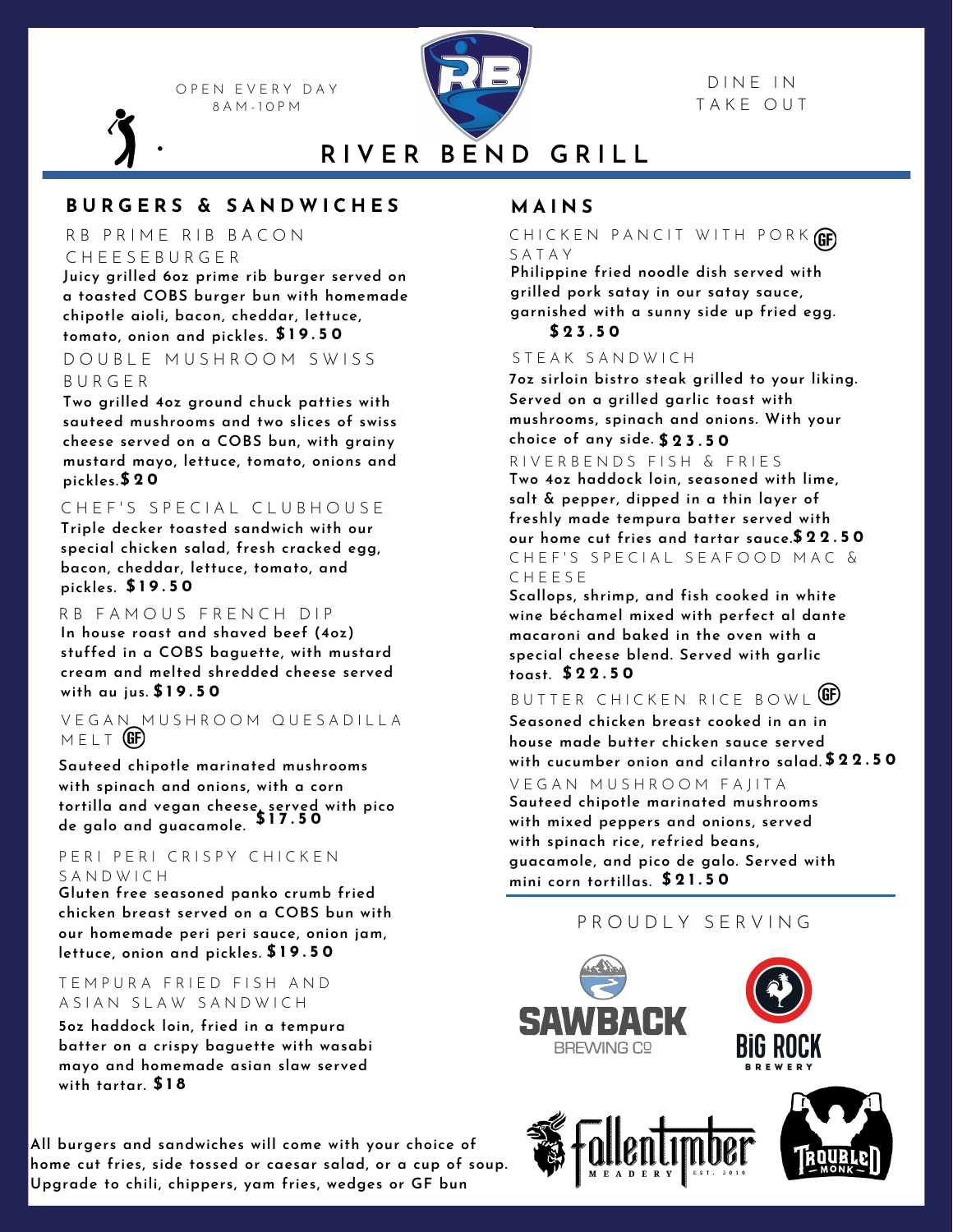OPEN EVERY DAY
8AM-10PM

DINE IN
TAKE OUT

# RIVER BEND GRILL

## BURGERS & SANDWICHES

### RB PRIME RIB BACON CHEESEBURGER

**Juicy grilled 6oz prime rib burger served on a toasted COBS burger bun with homemade chipotle aioli, bacon, cheddar, lettuce, tomato, onion and pickles. $19.50**

### DOUBLE MUSHROOM SWISS BURGER

**Two grilled 4oz ground chuck patties with sauteed mushrooms and two slices of swiss cheese served on a COBS bun, with grainy mustard mayo, lettuce, tomato, onions and pickles. $20**

### CHEF'S SPECIAL CLUBHOUSE

**Triple decker toasted sandwich with our special chicken salad, fresh cracked egg, bacon, cheddar, lettuce, tomato, and pickles. $19.50**

### RB FAMOUS FRENCH DIP

**In house roast and shaved beef (4oz) stuffed in a COBS baguette, with mustard cream and melted shredded cheese served with au jus. $19.50**

### VEGAN MUSHROOM QUESADILLA MELT (GF)

**Sauteed chipotle marinated mushrooms with spinach and onions, with a corn tortilla and vegan cheese, served with pico de galo and guacamole. $17.50**

### PERI PERI CRISPY CHICKEN SANDWICH

**Gluten free seasoned panko crumb fried chicken breast served on a COBS bun with our homemade peri peri sauce, onion jam, lettuce, onion and pickles. $19.50**

### TEMPURA FRIED FISH AND ASIAN SLAW SANDWICH

**5oz haddock loin, fried in a tempura batter on a crispy baguette with wasabi mayo and homemade asian slaw served with tartar. $18**

**All burgers and sandwiches will come with your choice of home cut fries, side tossed or caesar salad, or a cup of soup. Upgrade to chili, chippers, yam fries, wedges or GF bun**

## MAINS

### CHICKEN PANCIT WITH PORK SATAY (GF)

**Philippine fried noodle dish served with grilled pork satay in our satay sauce, garnished with a sunny side up fried egg. $23.50**

### STEAK SANDWICH

**7oz sirloin bistro steak grilled to your liking. Served on a grilled garlic toast with mushrooms, spinach and onions. With your choice of any side. $23.50**

### RIVERBENDS FISH & FRIES

**Two 4oz haddock loin, seasoned with lime, salt & pepper, dipped in a thin layer of freshly made tempura batter served with our home cut fries and tartar sauce. $22.50**

### CHEF'S SPECIAL SEAFOOD MAC & CHEESE

**Scallops, shrimp, and fish cooked in white wine béchamel mixed with perfect al dante macaroni and baked in the oven with a special cheese blend. Served with garlic toast. $22.50**

### BUTTER CHICKEN RICE BOWL (GF)

**Seasoned chicken breast cooked in an in house made butter chicken sauce served with cucumber onion and cilantro salad. $22.50**

### VEGAN MUSHROOM FAJITA

**Sauteed chipotle marinated mushrooms with mixed peppers and onions, served with spinach rice, refried beans, guacamole, and pico de galo. Served with mini corn tortillas. $21.50**

## PROUDLY SERVING

SAWBACK BREWING Co

BIG ROCK BREWERY

fallentimber MEADERY EST. 2010

TROUBLED MONK